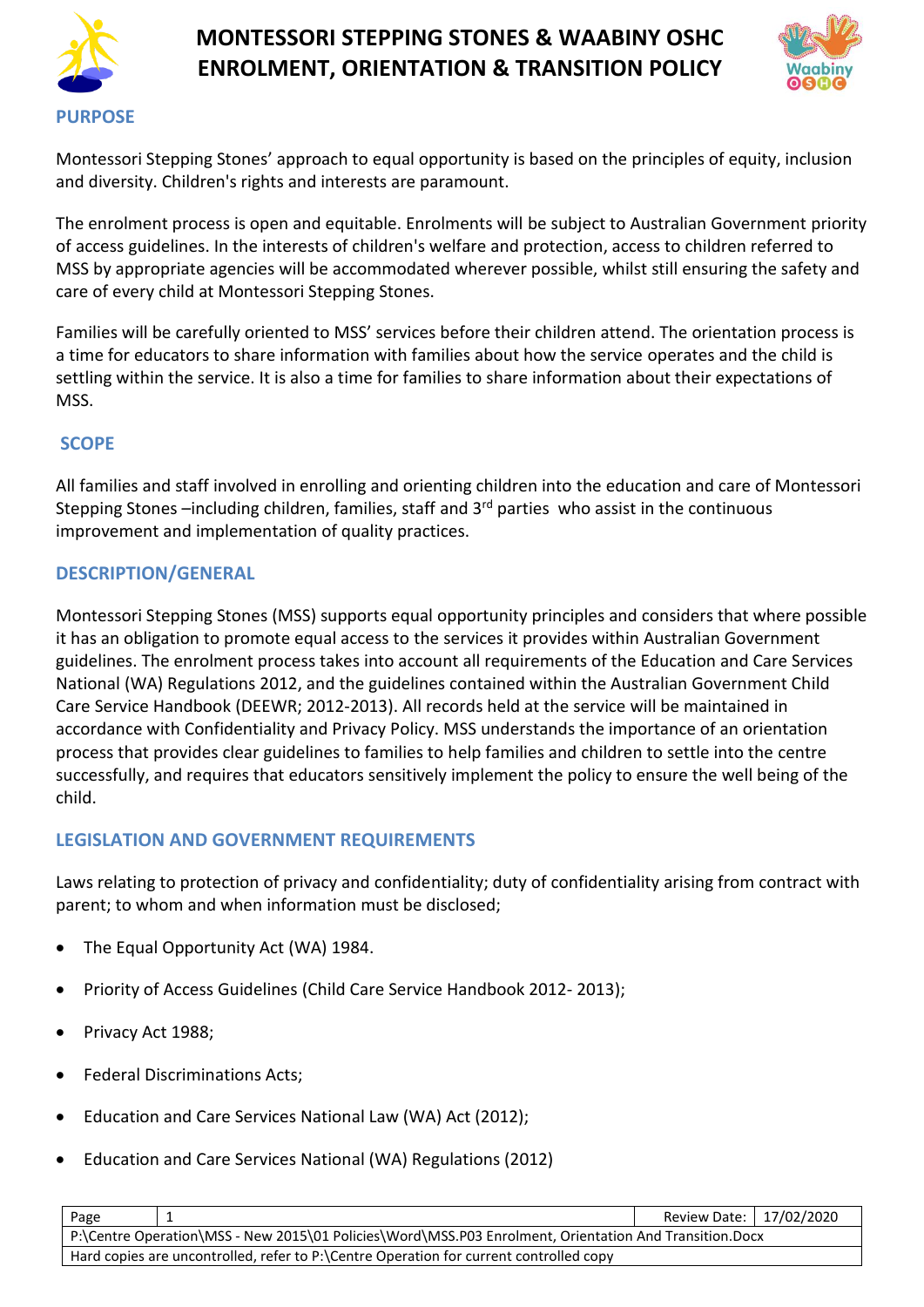# MONTESSORI STEPPING STONES & WAABINY OSHC ENROLMENT, ORIENTATION & TRANSITION POLICY

## PURPOSE

Montessori Stepping Stones' approach to equal opportunity is based on the principles of equity, inclusion and diversity. Children's rights and interests are paramount.

The enrolment process is open and equitable. Enrolments will be subject to Australian Government priority of access guidelines. In the interests of children's welfare and protection, access to children referred to MSS by appropriate agencies will be accommodated wherever possible, whilst still ensuring the safety and care of every child at Montessori Stepping Stones.

Families will be carefully oriented to MSS' services before their children attend. The orientation process is a time for educators to share information with families about how the service operates and the child is settling within the service. It is also a time for families to share information about their expectations of MSS.

## SCOPE

All families and staff involved in enrolling and orienting children into the education and care of Montessori Stepping Stones –including children, families, staff and 3rd parties who assist in the continuous improvement and implementation of quality practices.

## DESCRIPTION/GENERAL

Montessori Stepping Stones (MSS) supports equal opportunity principles and considers that where possible it has an obligation to promote equal access to the services it provides within Australian Government guidelines. The enrolment process takes into account all requirements of the Education and Care Services National (WA) Regulations 2012, and the guidelines contained within the Australian Government Child Care Service Handbook (DEEWR; 2012-2013). All records held at the service will be maintained in accordance with Confidentiality and Privacy Policy. MSS understands the importance of an orientation process that provides clear guidelines to families to help families and children to settle into the centre successfully, and requires that educators sensitively implement the policy to ensure the well being of the child.

## LEGISLATION AND GOVERNMENT REQUIREMENTS

Laws relating to protection of privacy and confidentiality; duty of confidentiality arising from contract with parent; to whom and when information must be disclosed;

- The Equal Opportunity Act (WA) 1984.
- Priority of Access Guidelines (Child Care Service Handbook 2012- 2013);
- Privacy Act 1988;
- Federal Discriminations Acts;
- Education and Care Services National Law (WA) Act (2012);
- Education and Care Services National (WA) Regulations (2012)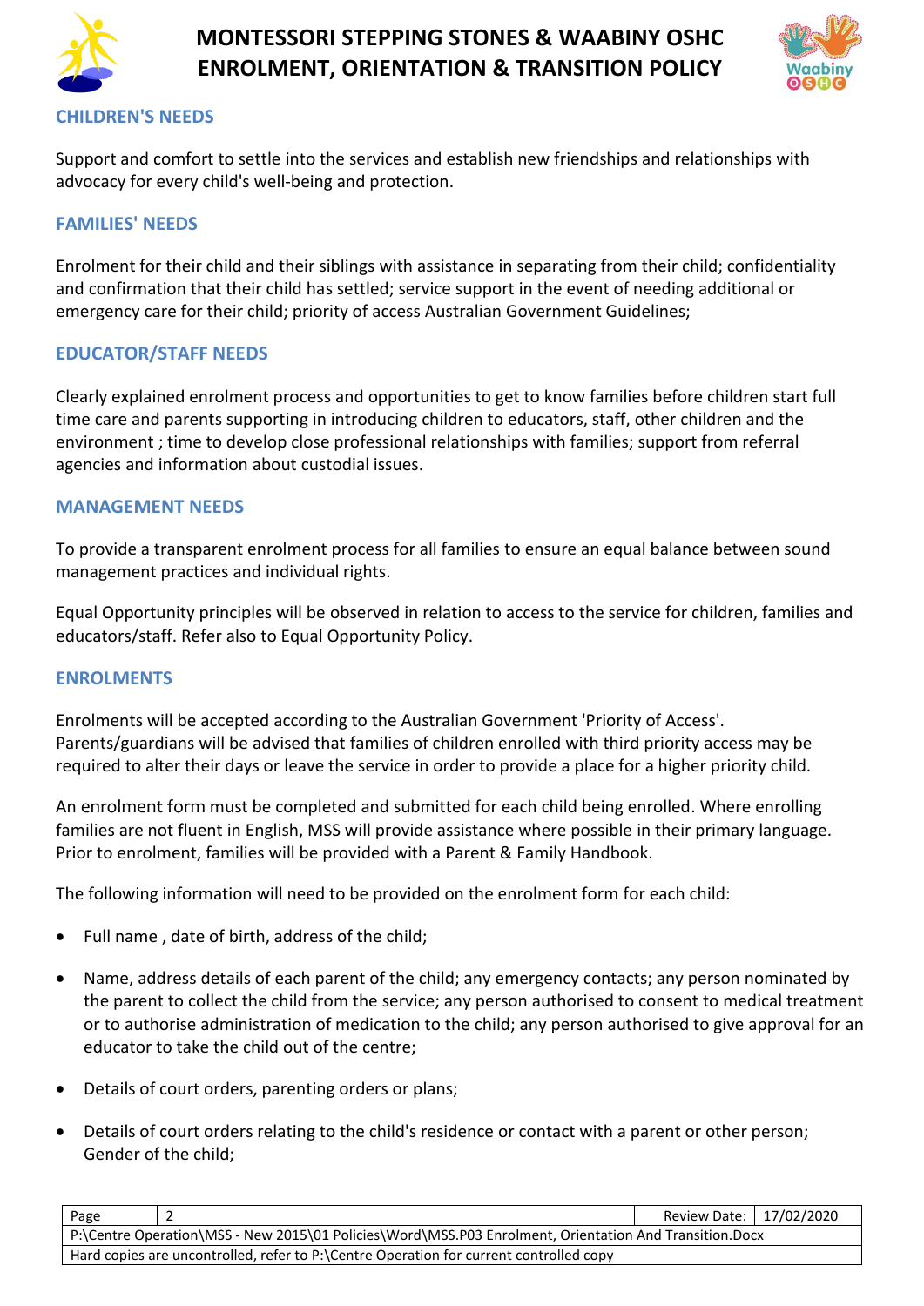## CHILDREN'S NEEDS

Support and comfort to settle into the services and establish new friendships and relationships with advocacy for every child's well-being and protection.

## FAMILIES' NEEDS

Enrolment for their child and their siblings with assistance in separating from their child; confidentiality and confirmation that their child has settled; service support in the event of needing additional or emergency care for their child; priority of access Australian Government Guidelines;

## EDUCATOR/STAFF NEEDS

Clearly explained enrolment process and opportunities to get to know families before children start full time care and parents supporting in introducing children to educators, staff, other children and the environment ; time to develop close professional relationships with families; support from referral agencies and information about custodial issues.

## MANAGEMENT NEEDS

To provide a transparent enrolment process for all families to ensure an equal balance between sound management practices and individual rights.

Equal Opportunity principles will be observed in relation to access to the service for children, families and educators/staff. Refer also to Equal Opportunity Policy.

## ENROLMENTS

Enrolments will be accepted according to the Australian Government 'Priority of Access'. Parents/guardians will be advised that families of children enrolled with third priority access may be required to alter their days or leave the service in order to provide a place for a higher priority child.

An enrolment form must be completed and submitted for each child being enrolled. Where enrolling families are not fluent in English, MSS will provide assistance where possible in their primary language. Prior to enrolment, families will be provided with a Parent & Family Handbook.

The following information will need to be provided on the enrolment form for each child:

- Full name , date of birth, address of the child;
- Name, address details of each parent of the child; any emergency contacts; any person nominated by the parent to collect the child from the service; any person authorised to consent to medical treatment or to authorise administration of medication to the child; any person authorised to give approval for an educator to take the child out of the centre;
- Details of court orders, parenting orders or plans;
- Details of court orders relating to the child's residence or contact with a parent or other person; Gender of the child;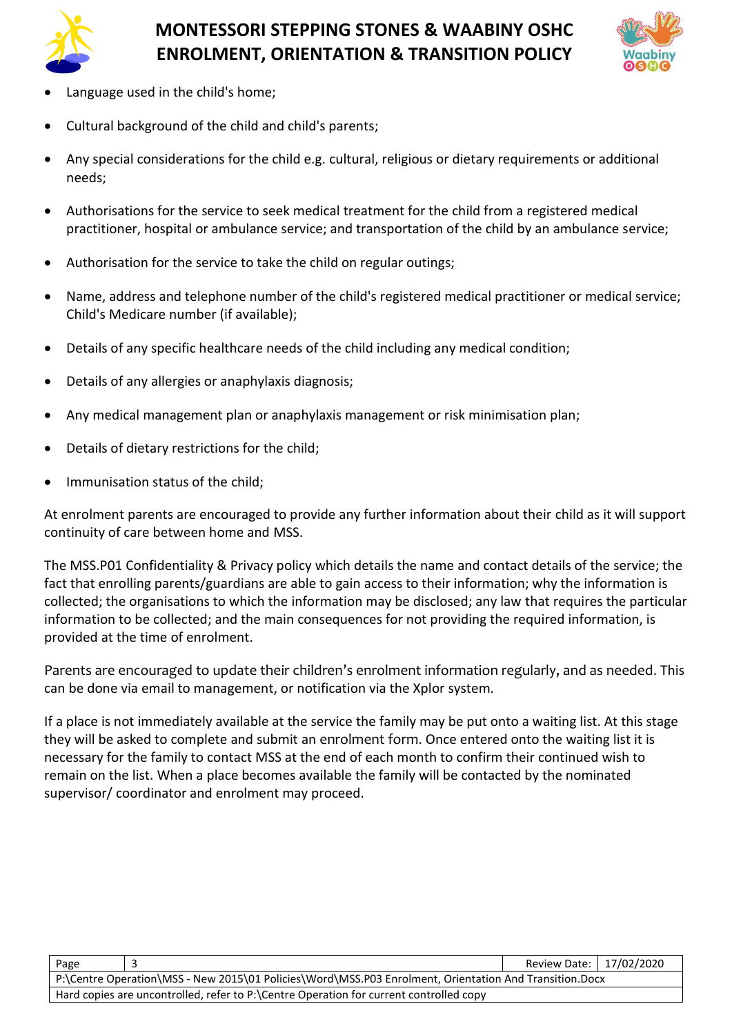- Language used in the child's home;
- Cultural background of the child and child's parents;
- Any special considerations for the child e.g. cultural, religious or dietary requirements or additional needs;
- Authorisations for the service to seek medical treatment for the child from a registered medical practitioner, hospital or ambulance service; and transportation of the child by an ambulance service;
- Authorisation for the service to take the child on regular outings;
- Name, address and telephone number of the child's registered medical practitioner or medical service; Child's Medicare number (if available);
- Details of any specific healthcare needs of the child including any medical condition;
- Details of any allergies or anaphylaxis diagnosis;
- Any medical management plan or anaphylaxis management or risk minimisation plan;
- Details of dietary restrictions for the child;
- Immunisation status of the child;

At enrolment parents are encouraged to provide any further information about their child as it will support continuity of care between home and MSS.

The MSS.P01 Confidentiality & Privacy policy which details the name and contact details of the service; the fact that enrolling parents/guardians are able to gain access to their information; why the information is collected; the organisations to which the information may be disclosed; any law that requires the particular information to be collected; and the main consequences for not providing the required information, is provided at the time of enrolment.

Parents are encouraged to update their children's enrolment information regularly, and as needed. This can be done via email to management, or notification via the Xplor system.

If a place is not immediately available at the service the family may be put onto a waiting list. At this stage they will be asked to complete and submit an enrolment form. Once entered onto the waiting list it is necessary for the family to contact MSS at the end of each month to confirm their continued wish to remain on the list. When a place becomes available the family will be contacted by the nominated supervisor/ coordinator and enrolment may proceed.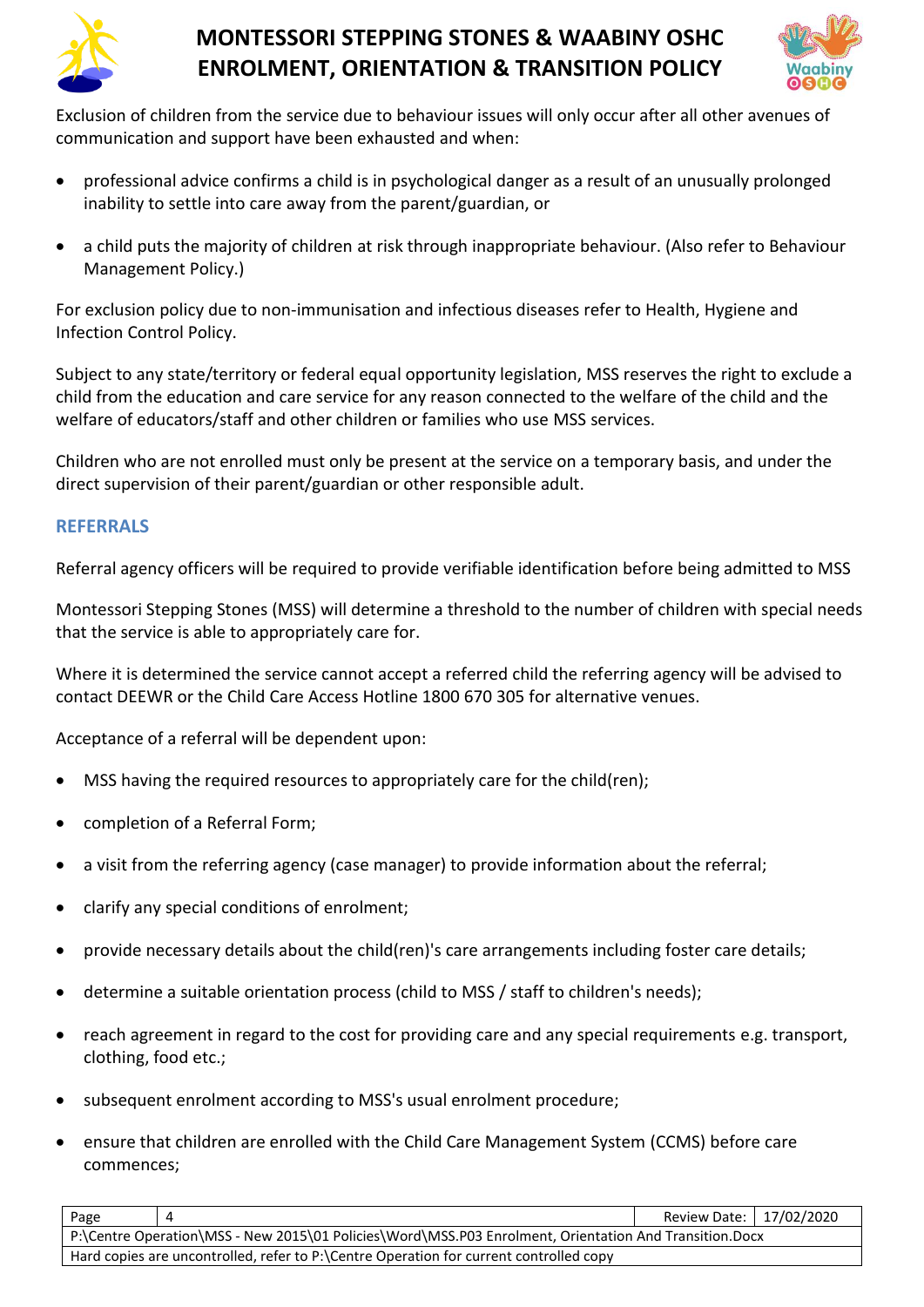Exclusion of children from the service due to behaviour issues will only occur after all other avenues of communication and support have been exhausted and when:

- professional advice confirms a child is in psychological danger as a result of an unusually prolonged inability to settle into care away from the parent/guardian, or
- a child puts the majority of children at risk through inappropriate behaviour. (Also refer to Behaviour Management Policy.)

For exclusion policy due to non-immunisation and infectious diseases refer to Health, Hygiene and Infection Control Policy.

Subject to any state/territory or federal equal opportunity legislation, MSS reserves the right to exclude a child from the education and care service for any reason connected to the welfare of the child and the welfare of educators/staff and other children or families who use MSS services.

Children who are not enrolled must only be present at the service on a temporary basis, and under the direct supervision of their parent/guardian or other responsible adult.

## REFERRALS

Referral agency officers will be required to provide verifiable identification before being admitted to MSS

Montessori Stepping Stones (MSS) will determine a threshold to the number of children with special needs that the service is able to appropriately care for.

Where it is determined the service cannot accept a referred child the referring agency will be advised to contact DEEWR or the Child Care Access Hotline 1800 670 305 for alternative venues.

Acceptance of a referral will be dependent upon:

- MSS having the required resources to appropriately care for the child(ren);
- completion of a Referral Form;
- a visit from the referring agency (case manager) to provide information about the referral;
- clarify any special conditions of enrolment;
- provide necessary details about the child(ren)'s care arrangements including foster care details;
- determine a suitable orientation process (child to MSS / staff to children's needs);
- reach agreement in regard to the cost for providing care and any special requirements e.g. transport, clothing, food etc.;
- subsequent enrolment according to MSS's usual enrolment procedure;
- ensure that children are enrolled with the Child Care Management System (CCMS) before care commences;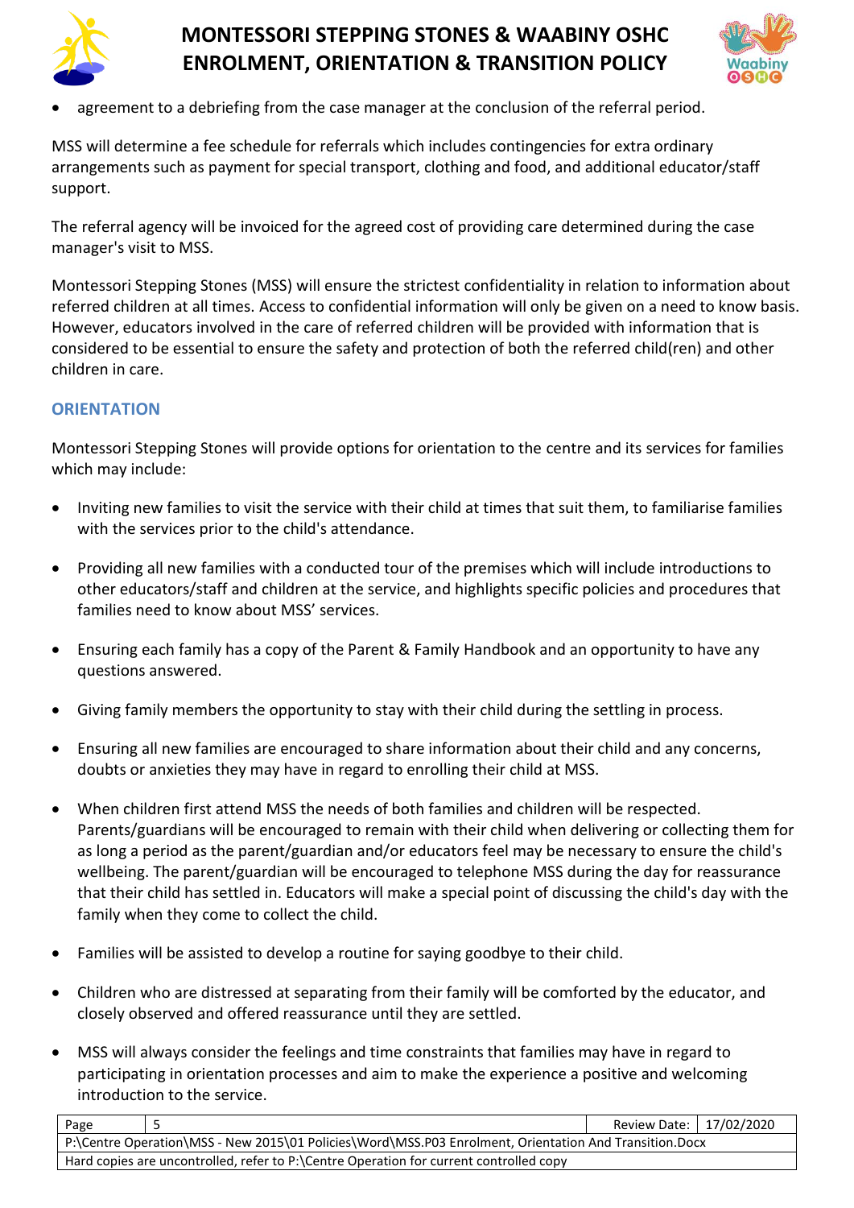- agreement to a debriefing from the case manager at the conclusion of the referral period.

MSS will determine a fee schedule for referrals which includes contingencies for extra ordinary arrangements such as payment for special transport, clothing and food, and additional educator/staff support.

The referral agency will be invoiced for the agreed cost of providing care determined during the case manager's visit to MSS.

Montessori Stepping Stones (MSS) will ensure the strictest confidentiality in relation to information about referred children at all times. Access to confidential information will only be given on a need to know basis. However, educators involved in the care of referred children will be provided with information that is considered to be essential to ensure the safety and protection of both the referred child(ren) and other children in care.

## ORIENTATION

Montessori Stepping Stones will provide options for orientation to the centre and its services for families which may include:

- Inviting new families to visit the service with their child at times that suit them, to familiarise families with the services prior to the child's attendance.
- Providing all new families with a conducted tour of the premises which will include introductions to other educators/staff and children at the service, and highlights specific policies and procedures that families need to know about MSS' services.
- Ensuring each family has a copy of the Parent & Family Handbook and an opportunity to have any questions answered.
- Giving family members the opportunity to stay with their child during the settling in process.
- Ensuring all new families are encouraged to share information about their child and any concerns, doubts or anxieties they may have in regard to enrolling their child at MSS.
- When children first attend MSS the needs of both families and children will be respected. Parents/guardians will be encouraged to remain with their child when delivering or collecting them for as long a period as the parent/guardian and/or educators feel may be necessary to ensure the child's wellbeing. The parent/guardian will be encouraged to telephone MSS during the day for reassurance that their child has settled in. Educators will make a special point of discussing the child's day with the family when they come to collect the child.
- Families will be assisted to develop a routine for saying goodbye to their child.
- Children who are distressed at separating from their family will be comforted by the educator, and closely observed and offered reassurance until they are settled.
- MSS will always consider the feelings and time constraints that families may have in regard to participating in orientation processes and aim to make the experience a positive and welcoming introduction to the service.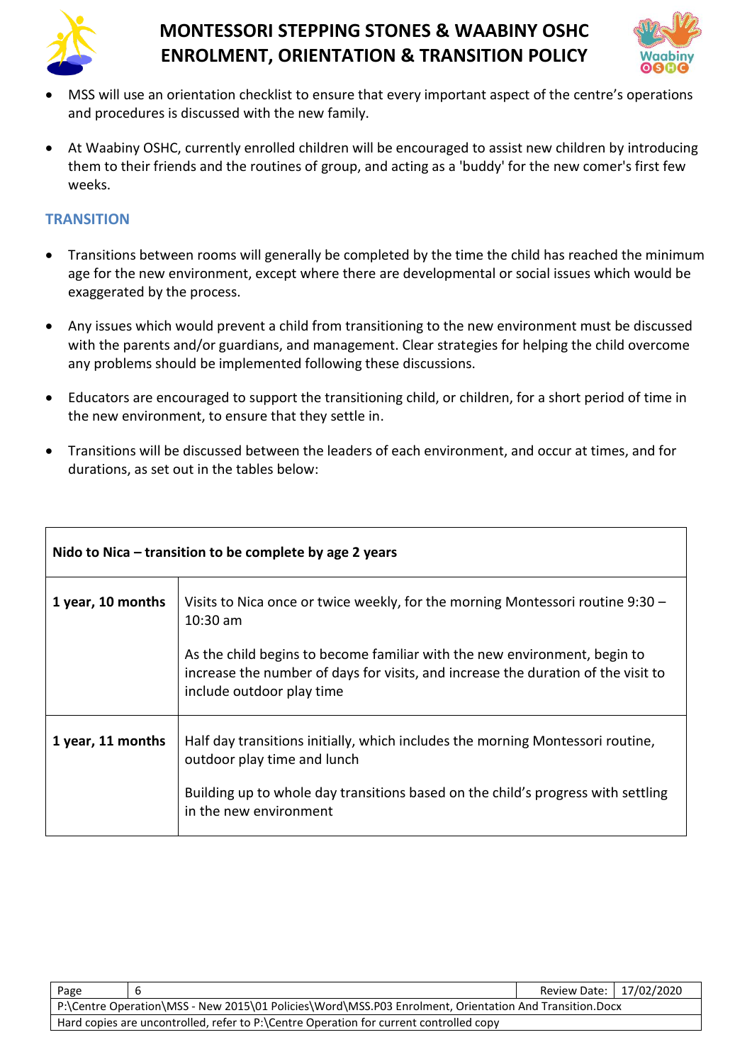- MSS will use an orientation checklist to ensure that every important aspect of the centre's operations and procedures is discussed with the new family.

- At Waabiny OSHC, currently enrolled children will be encouraged to assist new children by introducing them to their friends and the routines of group, and acting as a 'buddy' for the new comer's first few weeks.

## TRANSITION

- Transitions between rooms will generally be completed by the time the child has reached the minimum age for the new environment, except where there are developmental or social issues which would be exaggerated by the process.

- Any issues which would prevent a child from transitioning to the new environment must be discussed with the parents and/or guardians, and management. Clear strategies for helping the child overcome any problems should be implemented following these discussions.

- Educators are encouraged to support the transitioning child, or children, for a short period of time in the new environment, to ensure that they settle in.

- Transitions will be discussed between the leaders of each environment, and occur at times, and for durations, as set out in the tables below:

| **Nido to Nica – transition to be complete by age 2 years** | |
|---|---|
| **1 year, 10 months** | Visits to Nica once or twice weekly, for the morning Montessori routine 9:30 – 10:30 am<br><br>As the child begins to become familiar with the new environment, begin to increase the number of days for visits, and increase the duration of the visit to include outdoor play time |
| **1 year, 11 months** | Half day transitions initially, which includes the morning Montessori routine, outdoor play time and lunch<br><br>Building up to whole day transitions based on the child's progress with settling in the new environment |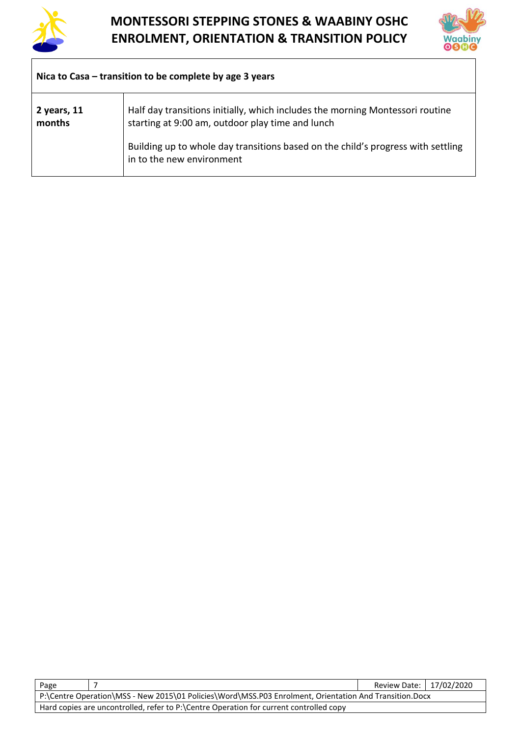| Nica to Casa – transition to be complete by age 3 years | |
|---|---|
| **2 years, 11 months** | Half day transitions initially, which includes the morning Montessori routine starting at 9:00 am, outdoor play time and lunch<br><br>Building up to whole day transitions based on the child's progress with settling in to the new environment |